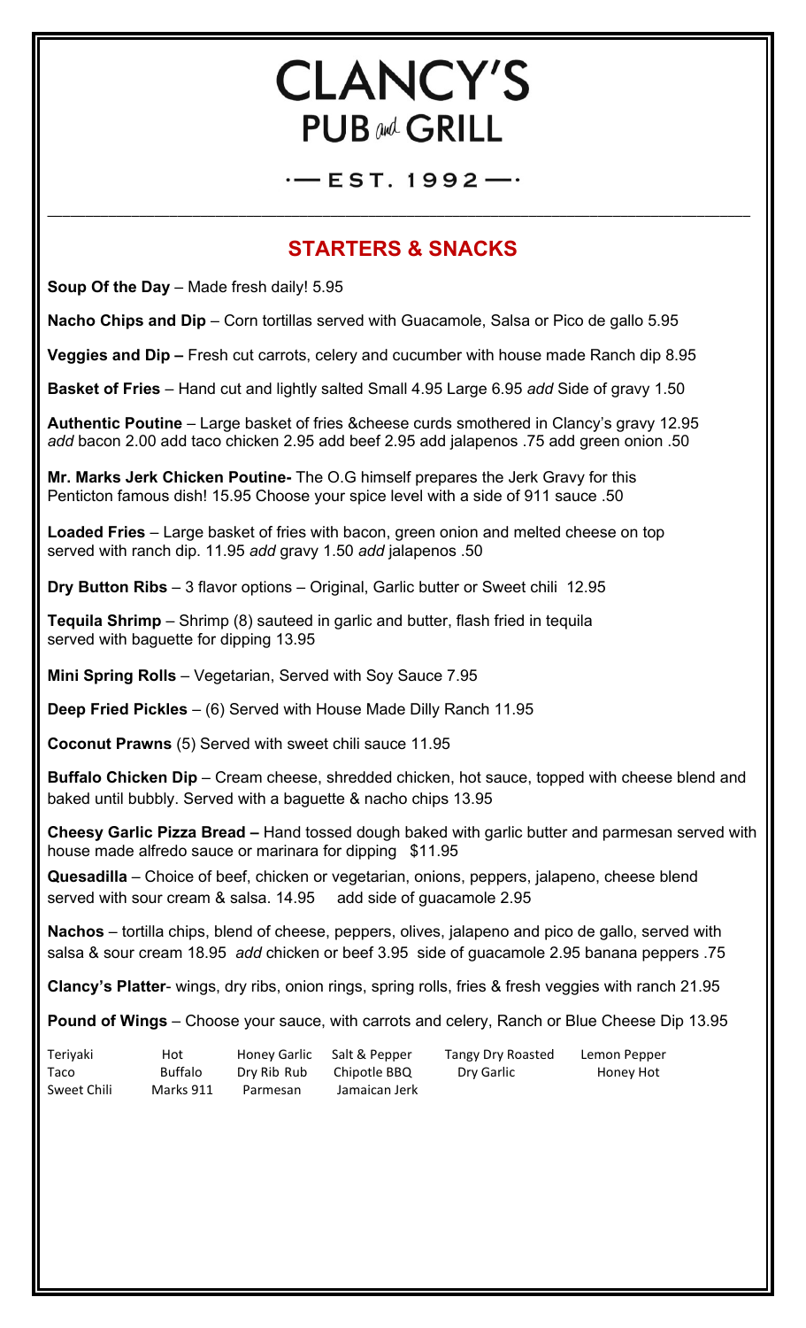# CLANCY'S
## PUB and GRILL

·— EST. 1992 —·

---

## STARTERS & SNACKS

**Soup Of the Day** – Made fresh daily! 5.95

**Nacho Chips and Dip** – Corn tortillas served with Guacamole, Salsa or Pico de gallo 5.95

**Veggies and Dip –** Fresh cut carrots, celery and cucumber with house made Ranch dip 8.95

**Basket of Fries** – Hand cut and lightly salted Small 4.95 Large 6.95 *add* Side of gravy 1.50

**Authentic Poutine** – Large basket of fries &cheese curds smothered in Clancy's gravy 12.95 *add* bacon 2.00 add taco chicken 2.95 add beef 2.95 add jalapenos .75 add green onion .50

**Mr. Marks Jerk Chicken Poutine-** The O.G himself prepares the Jerk Gravy for this Penticton famous dish! 15.95 Choose your spice level with a side of 911 sauce .50

**Loaded Fries** – Large basket of fries with bacon, green onion and melted cheese on top served with ranch dip. 11.95 *add* gravy 1.50 *add* jalapenos .50

**Dry Button Ribs** – 3 flavor options – Original, Garlic butter or Sweet chili 12.95

**Tequila Shrimp** – Shrimp (8) sauteed in garlic and butter, flash fried in tequila served with baguette for dipping 13.95

**Mini Spring Rolls** – Vegetarian, Served with Soy Sauce 7.95

**Deep Fried Pickles** – (6) Served with House Made Dilly Ranch 11.95

**Coconut Prawns** (5) Served with sweet chili sauce 11.95

**Buffalo Chicken Dip** – Cream cheese, shredded chicken, hot sauce, topped with cheese blend and baked until bubbly. Served with a baguette & nacho chips 13.95

**Cheesy Garlic Pizza Bread –** Hand tossed dough baked with garlic butter and parmesan served with house made alfredo sauce or marinara for dipping $11.95

**Quesadilla** – Choice of beef, chicken or vegetarian, onions, peppers, jalapeno, cheese blend served with sour cream & salsa. 14.95 add side of guacamole 2.95

**Nachos** – tortilla chips, blend of cheese, peppers, olives, jalapeno and pico de gallo, served with salsa & sour cream 18.95 *add* chicken or beef 3.95 side of guacamole 2.95 banana peppers .75

**Clancy's Platter**- wings, dry ribs, onion rings, spring rolls, fries & fresh veggies with ranch 21.95

**Pound of Wings** – Choose your sauce, with carrots and celery, Ranch or Blue Cheese Dip 13.95

| | | | | | |
|---|---|---|---|---|---|
| Teriyaki | Hot | Honey Garlic | Salt & Pepper | Tangy Dry Roasted | Lemon Pepper |
| Taco | Buffalo | Dry Rib Rub | Chipotle BBQ | Dry Garlic | Honey Hot |
| Sweet Chili | Marks 911 | Parmesan | Jamaican Jerk | | |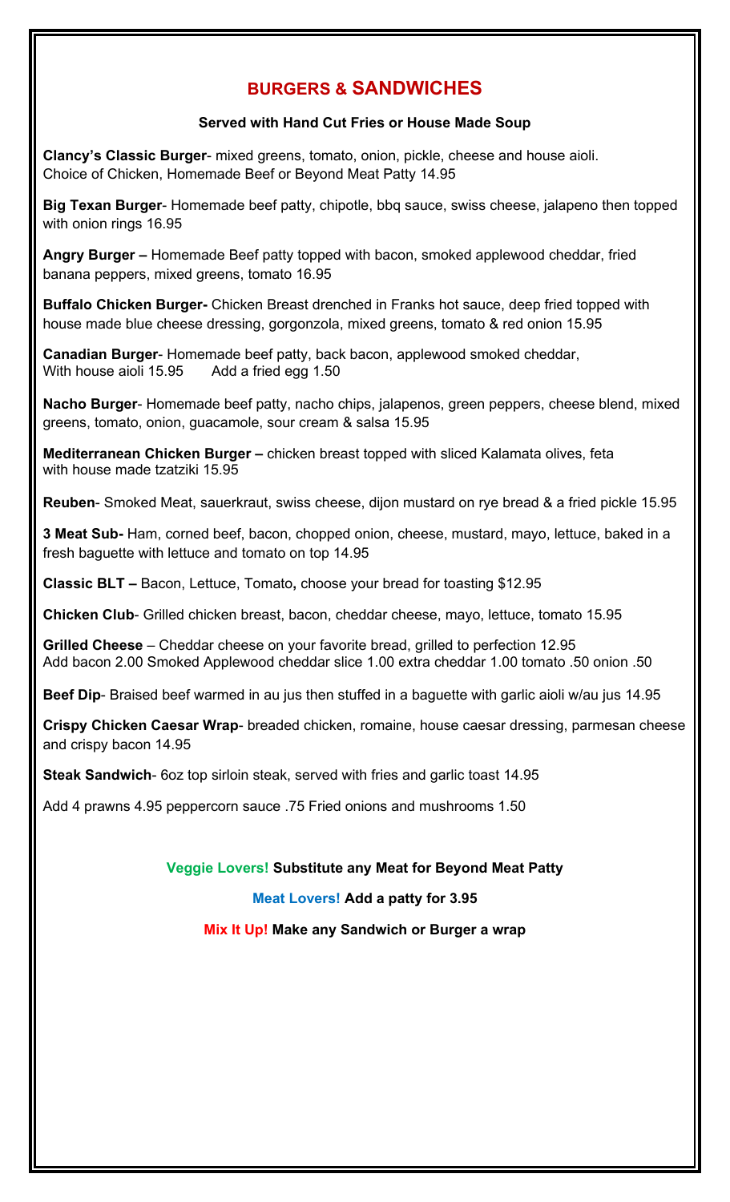# BURGERS & SANDWICHES

**Served with Hand Cut Fries or House Made Soup**

**Clancy's Classic Burger**- mixed greens, tomato, onion, pickle, cheese and house aioli. Choice of Chicken, Homemade Beef or Beyond Meat Patty 14.95

**Big Texan Burger**- Homemade beef patty, chipotle, bbq sauce, swiss cheese, jalapeno then topped with onion rings 16.95

**Angry Burger –** Homemade Beef patty topped with bacon, smoked applewood cheddar, fried banana peppers, mixed greens, tomato 16.95

**Buffalo Chicken Burger-** Chicken Breast drenched in Franks hot sauce, deep fried topped with house made blue cheese dressing, gorgonzola, mixed greens, tomato & red onion 15.95

**Canadian Burger**- Homemade beef patty, back bacon, applewood smoked cheddar, With house aioli 15.95 Add a fried egg 1.50

**Nacho Burger**- Homemade beef patty, nacho chips, jalapenos, green peppers, cheese blend, mixed greens, tomato, onion, guacamole, sour cream & salsa 15.95

**Mediterranean Chicken Burger –** chicken breast topped with sliced Kalamata olives, feta with house made tzatziki 15.95

**Reuben**- Smoked Meat, sauerkraut, swiss cheese, dijon mustard on rye bread & a fried pickle 15.95

**3 Meat Sub-** Ham, corned beef, bacon, chopped onion, cheese, mustard, mayo, lettuce, baked in a fresh baguette with lettuce and tomato on top 14.95

**Classic BLT –** Bacon, Lettuce, Tomato**,** choose your bread for toasting $12.95

**Chicken Club**- Grilled chicken breast, bacon, cheddar cheese, mayo, lettuce, tomato 15.95

**Grilled Cheese** – Cheddar cheese on your favorite bread, grilled to perfection 12.95
Add bacon 2.00 Smoked Applewood cheddar slice 1.00 extra cheddar 1.00 tomato .50 onion .50

**Beef Dip**- Braised beef warmed in au jus then stuffed in a baguette with garlic aioli w/au jus 14.95

**Crispy Chicken Caesar Wrap**- breaded chicken, romaine, house caesar dressing, parmesan cheese and crispy bacon 14.95

**Steak Sandwich**- 6oz top sirloin steak, served with fries and garlic toast 14.95

Add 4 prawns 4.95 peppercorn sauce .75 Fried onions and mushrooms 1.50

**Veggie Lovers! Substitute any Meat for Beyond Meat Patty**

**Meat Lovers! Add a patty for 3.95**

**Mix It Up! Make any Sandwich or Burger a wrap**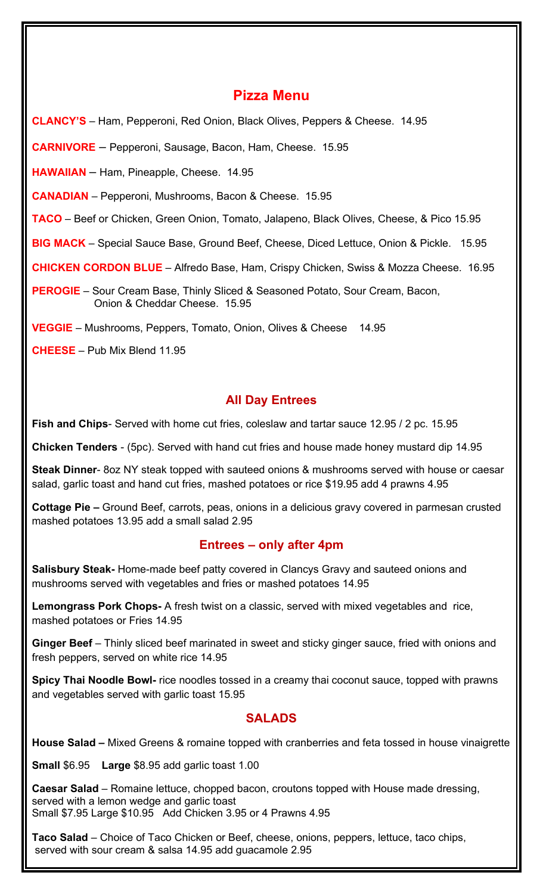## Pizza Menu

**CLANCY'S** – Ham, Pepperoni, Red Onion, Black Olives, Peppers & Cheese. 14.95

**CARNIVORE** – Pepperoni, Sausage, Bacon, Ham, Cheese. 15.95

**HAWAIIAN** – Ham, Pineapple, Cheese. 14.95

**CANADIAN** – Pepperoni, Mushrooms, Bacon & Cheese. 15.95

**TACO** – Beef or Chicken, Green Onion, Tomato, Jalapeno, Black Olives, Cheese, & Pico 15.95

**BIG MACK** – Special Sauce Base, Ground Beef, Cheese, Diced Lettuce, Onion & Pickle. 15.95

**CHICKEN CORDON BLUE** – Alfredo Base, Ham, Crispy Chicken, Swiss & Mozza Cheese. 16.95

**PEROGIE** – Sour Cream Base, Thinly Sliced & Seasoned Potato, Sour Cream, Bacon, Onion & Cheddar Cheese. 15.95

**VEGGIE** – Mushrooms, Peppers, Tomato, Onion, Olives & Cheese 14.95

**CHEESE** – Pub Mix Blend 11.95

## All Day Entrees

**Fish and Chips**- Served with home cut fries, coleslaw and tartar sauce 12.95 / 2 pc. 15.95

**Chicken Tenders** - (5pc). Served with hand cut fries and house made honey mustard dip 14.95

**Steak Dinner**- 8oz NY steak topped with sauteed onions & mushrooms served with house or caesar salad, garlic toast and hand cut fries, mashed potatoes or rice $19.95 add 4 prawns 4.95

**Cottage Pie –** Ground Beef, carrots, peas, onions in a delicious gravy covered in parmesan crusted mashed potatoes 13.95 add a small salad 2.95

## Entrees – only after 4pm

**Salisbury Steak-** Home-made beef patty covered in Clancys Gravy and sauteed onions and mushrooms served with vegetables and fries or mashed potatoes 14.95

**Lemongrass Pork Chops-** A fresh twist on a classic, served with mixed vegetables and rice, mashed potatoes or Fries 14.95

**Ginger Beef** – Thinly sliced beef marinated in sweet and sticky ginger sauce, fried with onions and fresh peppers, served on white rice 14.95

**Spicy Thai Noodle Bowl-** rice noodles tossed in a creamy thai coconut sauce, topped with prawns and vegetables served with garlic toast 15.95

## SALADS

**House Salad –** Mixed Greens & romaine topped with cranberries and feta tossed in house vinaigrette

**Small** $6.95 **Large** $8.95 add garlic toast 1.00

**Caesar Salad** – Romaine lettuce, chopped bacon, croutons topped with House made dressing, served with a lemon wedge and garlic toast
Small $7.95 Large $10.95 Add Chicken 3.95 or 4 Prawns 4.95

**Taco Salad** – Choice of Taco Chicken or Beef, cheese, onions, peppers, lettuce, taco chips, served with sour cream & salsa 14.95 add guacamole 2.95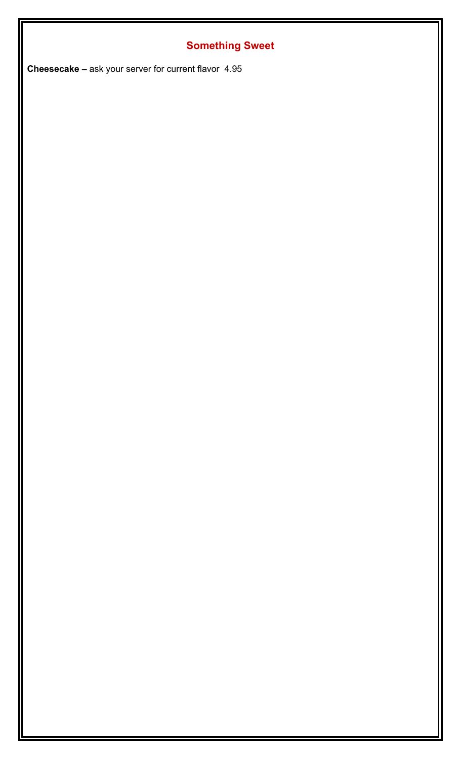## Something Sweet

**Cheesecake –** ask your server for current flavor 4.95